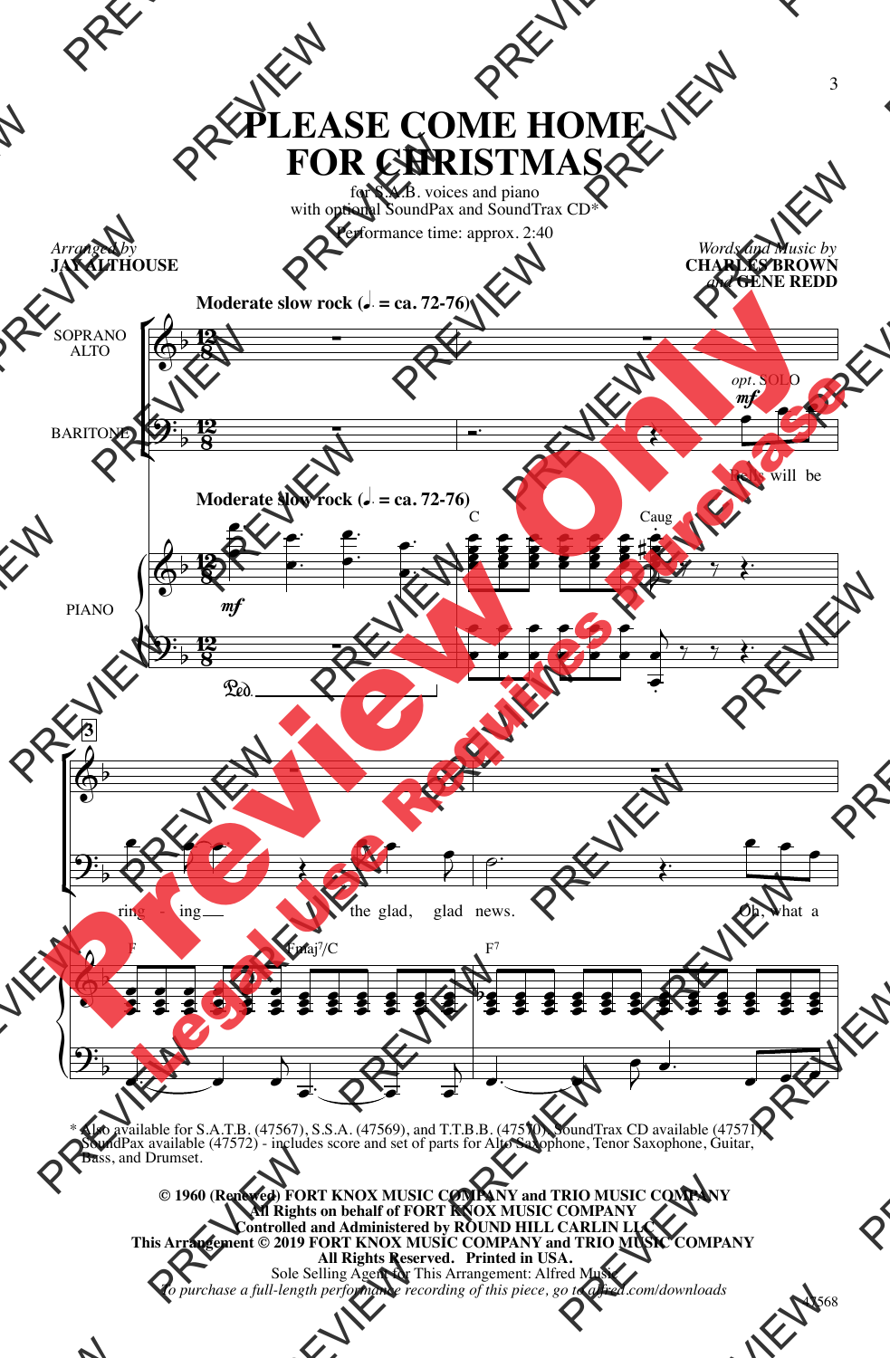# PLEASE COME HOME FOR CHRISTMAS

for S.A.B. voices and piano
with optional SoundPax and SoundTrax CD*

Performance time: approx. 2:40

*Arranged by*
**JAY ALTHOUSE**

*Words and Music by*
**CHARLES BROWN**
*and* **GENE REDD**

**Moderate slow rock (♩. = ca. 72-76)**

SOPRANO ALTO

BARITONE

*opt.* SOLO *mf*

Bells will be ring - ing the glad, glad news. Oh, what a

PIANO

C Caug F Fmaj7/C F7

\* Also available for S.A.T.B. (47567), S.S.A. (47569), and T.T.B.B. (47570). SoundTrax CD available (47571). SoundPax available (47572) - includes score and set of parts for Alto Saxophone, Tenor Saxophone, Guitar, Bass, and Drumset.

**© 1960 (Renewed) FORT KNOX MUSIC COMPANY and TRIO MUSIC COMPANY**
**All Rights on behalf of FORT KNOX MUSIC COMPANY**
**Controlled and Administered by ROUND HILL CARLIN LLC**
**This Arrangement © 2019 FORT KNOX MUSIC COMPANY and TRIO MUSIC COMPANY**
**All Rights Reserved. Printed in USA.**
Sole Selling Agent for This Arrangement: Alfred Music
*To purchase a full-length performance recording of this piece, go to alfred.com/downloads*

47568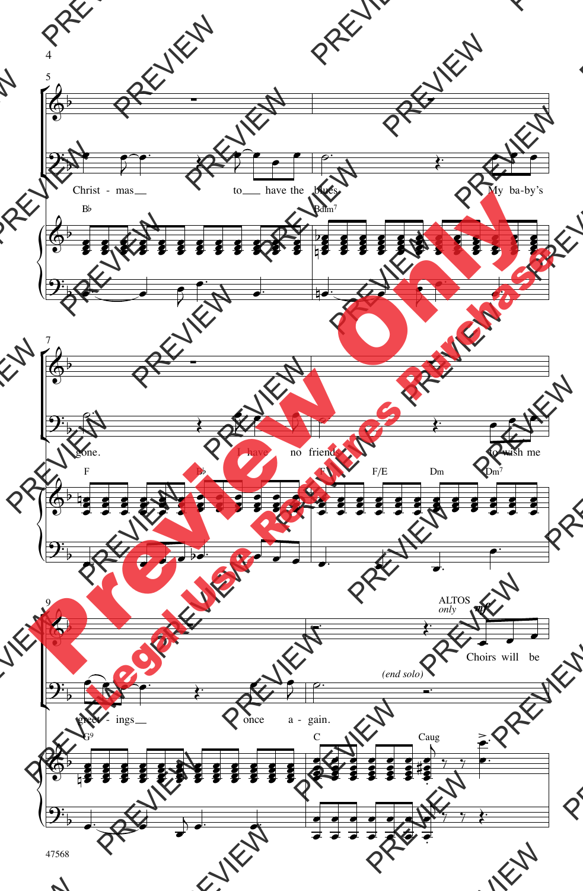Christ - mas to have the blues. My ba-by's

B♭ Bdim⁷

gone. I have no friends to wish me

F B♭ F F/E Dm Dm⁷

greet - ings once a - gain.

*(end solo)*

ALTOS *only* *mf*

Choirs will be

G⁹ C Caug

47568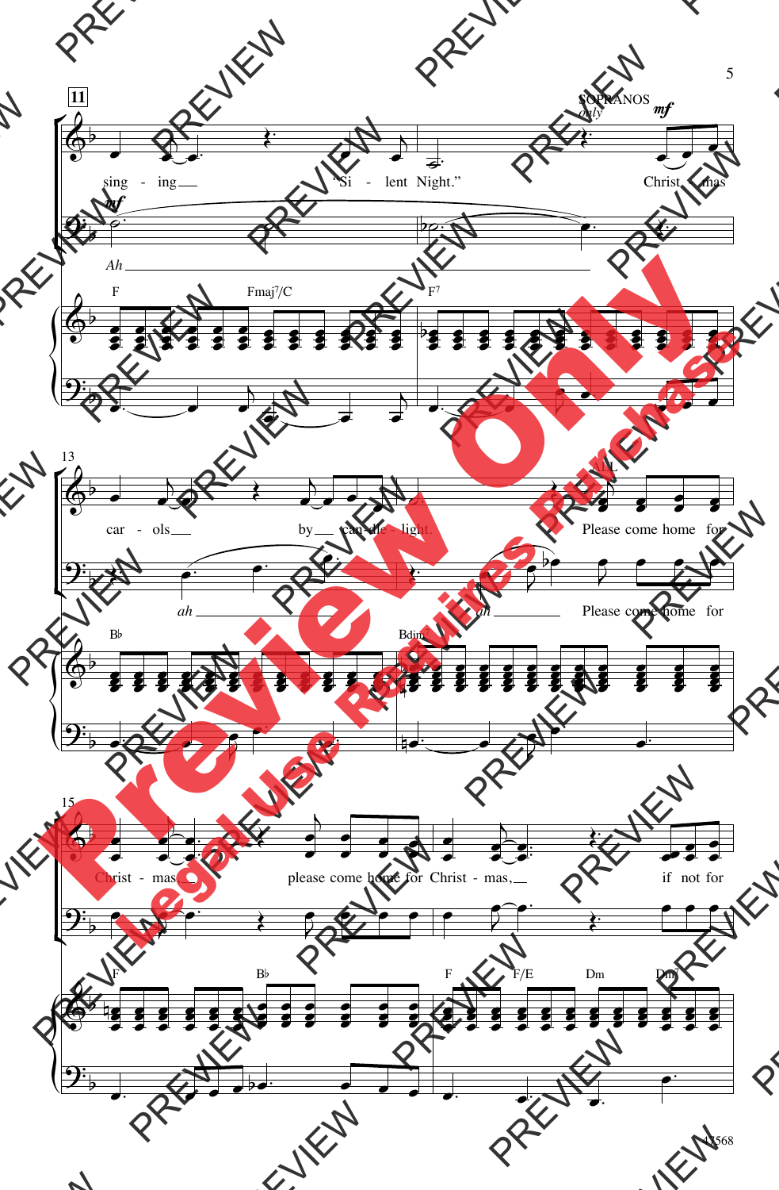**11**

SOPRANOS *only* *mf*

sing - ing "Si - lent Night." Christ - mas

*mf*

*Ah*

F Fmaj7/C F7

13

car - ols by can - dle - light. ALL Please come home for

*ah* *ah* Please come home for

B♭ Bdim7

15

Christ - mas, please come home for Christ - mas, if not for

F B♭ F F/E Dm Dm7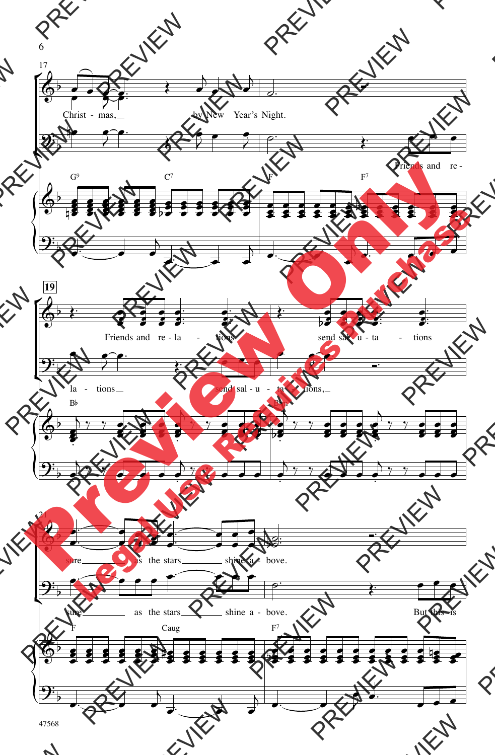17

Christ - mas, by New Year's Night.

Friends and re -

G9 C7 F F7

19

Friends and re - la - tions send sal - u - ta - tions

la - tions send sal - u - ta - tions,

B♭ B♭m

21

sure as the stars shine a - bove.

sure as the stars shine a - bove. But this is

F Caug F7

47568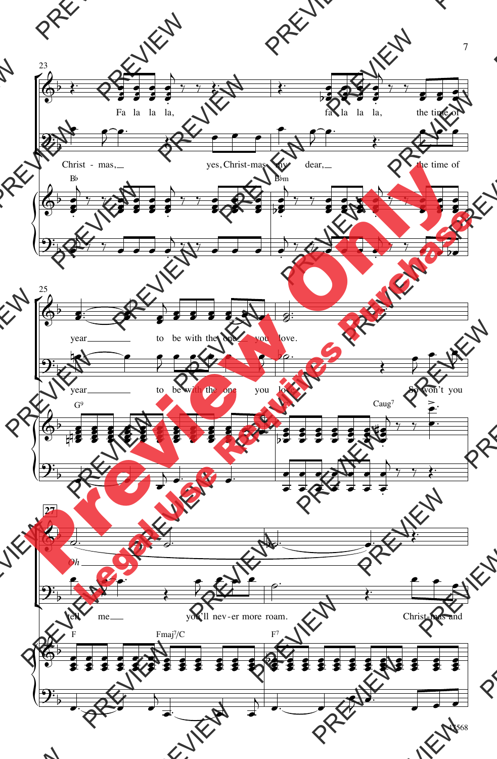23

Fa la la la, fa la la la, the time of

Christ - mas, yes, Christ-mas my dear, the time of

B♭ B♭m

25

year to be with the one you love.

year to be with the one you love. So won't you

G⁹ Caug⁷

27

*Oh*

tell me you'll nev - er more roam. Christ-mas and

F Fmaj⁷/C F⁷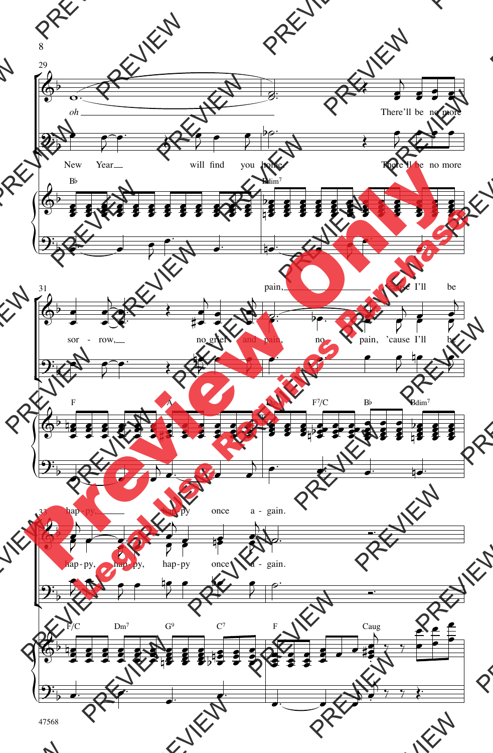29

oh

There'll be no more

New Year will find you home. There'll be no more

B♭ Bdim⁷

31

pain, 'cause I'll be

sor - row, no grief and pain, no pain, 'cause I'll be

F A Dm F⁷/C B♭ Bdim⁷

33

hap - py, hap - py once a - gain.

hap - py, hap - py, hap - py once a - gain.

F/C Dm⁷ G⁹ C⁷ F Caug

Preview Only

Legal Use Requires Purchase

47568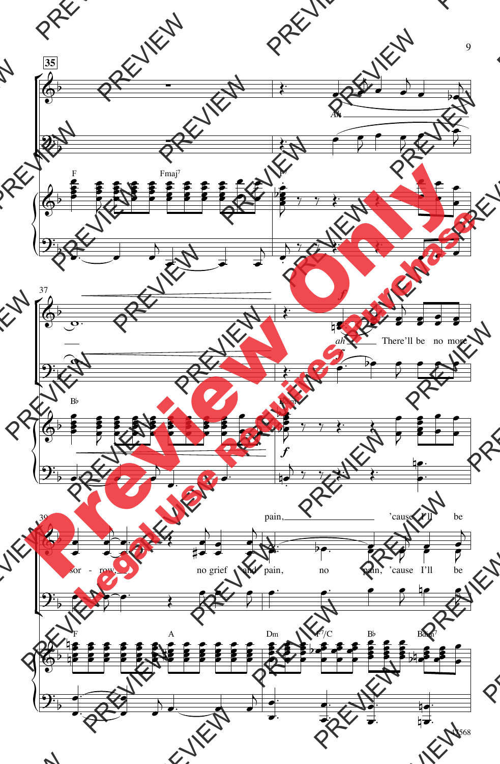35

Ah

F Fmaj7 F7

37

ah There'll be no more

B♭ B♭dim7

39

pain, 'cause I'll be

sor - row, no grief and pain, no pain, 'cause I'll be

F A Dm F7/C B♭ B♭m7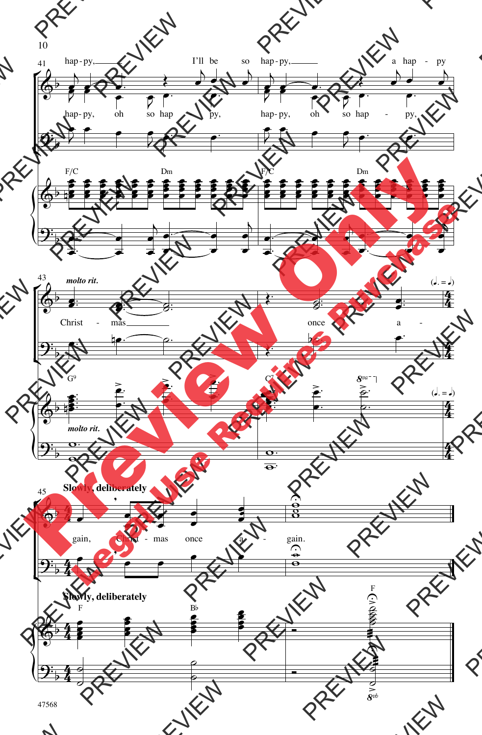41

hap - py, I'll be so hap - py, a hap - py

hap - py, oh so hap - py, hap - py, oh so hap - py,

F/C Dm F/C Dm

43

*molto rit.*

Christ - mas once a -

(♩. = ♩)

G9 C7

*molto rit.*

45

**Slowly, deliberately**

gain, Christ - mas once a - gain.

**Slowly, deliberately**

F B♭ F

47568